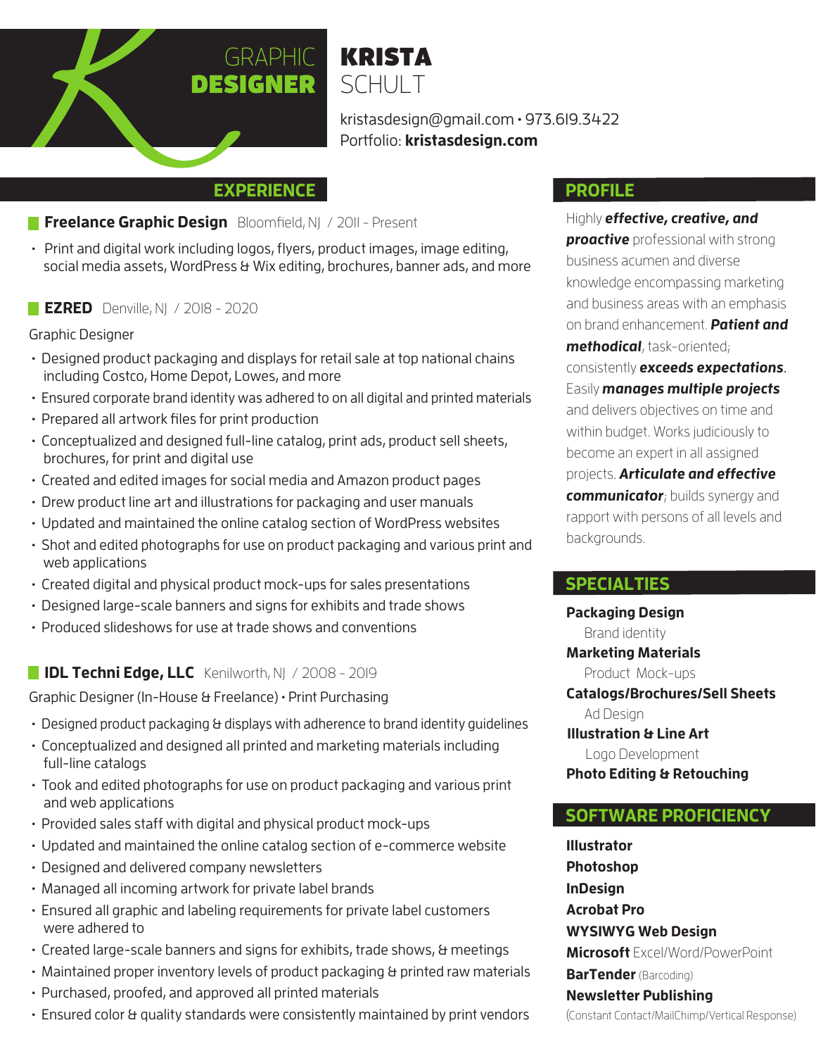# KRISTA SCHULT

## GRAPHIC DESIGNER

kristasdesign@gmail.com • 973.619.3422
Portfolio: **kristasdesign.com**

## EXPERIENCE

### Freelance Graphic Design
Bloomfield, NJ / 2011 - Present

- Print and digital work including logos, flyers, product images, image editing, social media assets, WordPress & Wix editing, brochures, banner ads, and more

### EZRED
Denville, NJ / 2018 - 2020

Graphic Designer

- Designed product packaging and displays for retail sale at top national chains including Costco, Home Depot, Lowes, and more
- Ensured corporate brand identity was adhered to on all digital and printed materials
- Prepared all artwork files for print production
- Conceptualized and designed full-line catalog, print ads, product sell sheets, brochures, for print and digital use
- Created and edited images for social media and Amazon product pages
- Drew product line art and illustrations for packaging and user manuals
- Updated and maintained the online catalog section of WordPress websites
- Shot and edited photographs for use on product packaging and various print and web applications
- Created digital and physical product mock-ups for sales presentations
- Designed large-scale banners and signs for exhibits and trade shows
- Produced slideshows for use at trade shows and conventions

### IDL Techni Edge, LLC
Kenilworth, NJ / 2008 - 2019

Graphic Designer (In-House & Freelance) • Print Purchasing

- Designed product packaging & displays with adherence to brand identity guidelines
- Conceptualized and designed all printed and marketing materials including full-line catalogs
- Took and edited photographs for use on product packaging and various print and web applications
- Provided sales staff with digital and physical product mock-ups
- Updated and maintained the online catalog section of e-commerce website
- Designed and delivered company newsletters
- Managed all incoming artwork for private label brands
- Ensured all graphic and labeling requirements for private label customers were adhered to
- Created large-scale banners and signs for exhibits, trade shows, & meetings
- Maintained proper inventory levels of product packaging & printed raw materials
- Purchased, proofed, and approved all printed materials
- Ensured color & quality standards were consistently maintained by print vendors

## PROFILE

Highly ***effective, creative, and proactive*** professional with strong business acumen and diverse knowledge encompassing marketing and business areas with an emphasis on brand enhancement. ***Patient and methodical***, task-oriented; consistently ***exceeds expectations***. Easily ***manages multiple projects*** and delivers objectives on time and within budget. Works judiciously to become an expert in all assigned projects. ***Articulate and effective communicator***; builds synergy and rapport with persons of all levels and backgrounds.

## SPECIALTIES

**Packaging Design**
Brand identity
**Marketing Materials**
Product Mock-ups
**Catalogs/Brochures/Sell Sheets**
Ad Design
**Illustration & Line Art**
Logo Development
**Photo Editing & Retouching**

## SOFTWARE PROFICIENCY

**Illustrator**
**Photoshop**
**InDesign**
**Acrobat Pro**
**WYSIWYG Web Design**
**Microsoft** Excel/Word/PowerPoint
**BarTender** (Barcoding)
**Newsletter Publishing**
(Constant Contact/MailChimp/Vertical Response)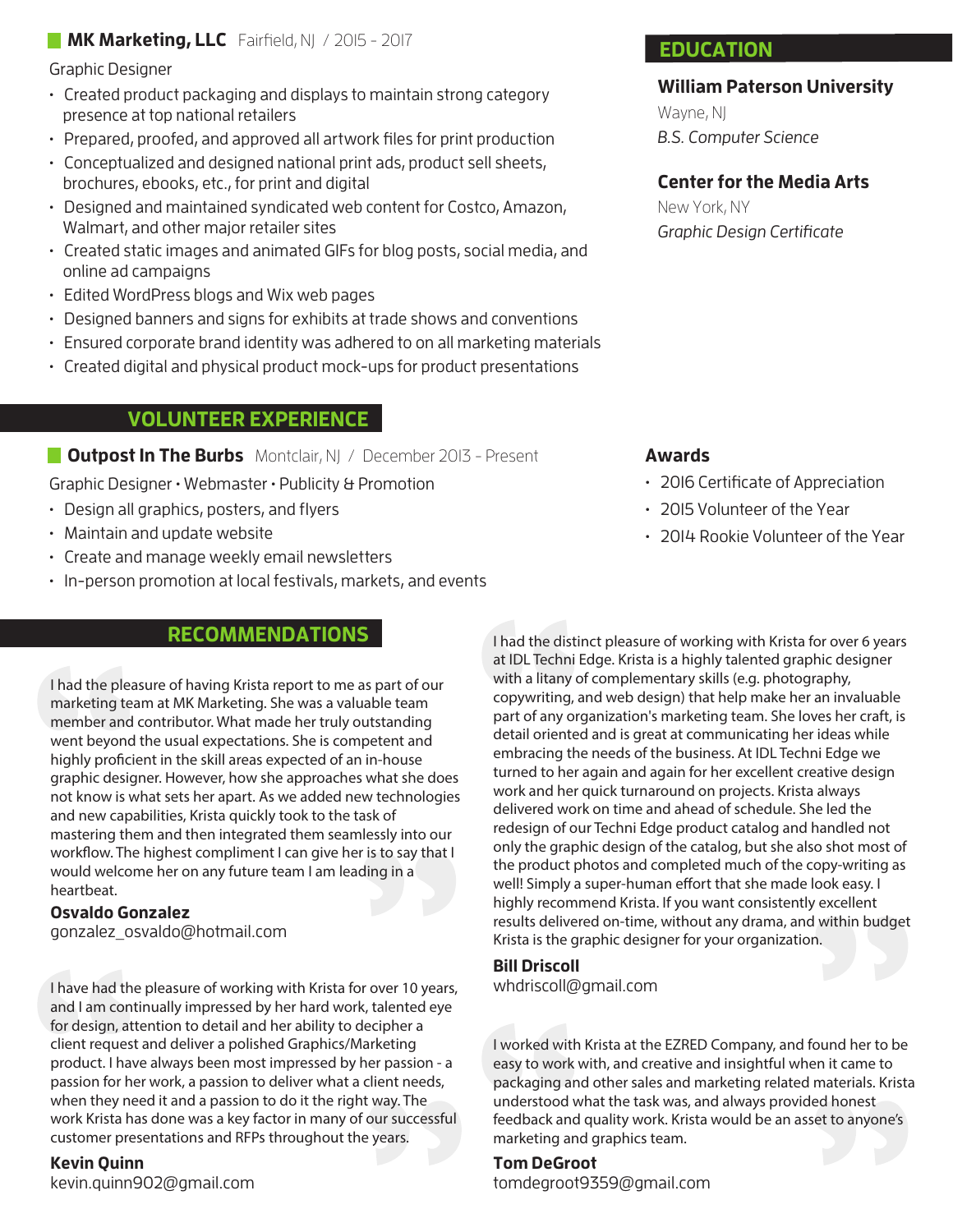### MK Marketing, LLC Fairfield, NJ / 2015 - 2017

Graphic Designer

- Created product packaging and displays to maintain strong category presence at top national retailers
- Prepared, proofed, and approved all artwork files for print production
- Conceptualized and designed national print ads, product sell sheets, brochures, ebooks, etc., for print and digital
- Designed and maintained syndicated web content for Costco, Amazon, Walmart, and other major retailer sites
- Created static images and animated GIFs for blog posts, social media, and online ad campaigns
- Edited WordPress blogs and Wix web pages
- Designed banners and signs for exhibits at trade shows and conventions
- Ensured corporate brand identity was adhered to on all marketing materials
- Created digital and physical product mock-ups for product presentations

## EDUCATION

**William Paterson University**
Wayne, NJ
*B.S. Computer Science*

**Center for the Media Arts**
New York, NY
*Graphic Design Certificate*

## VOLUNTEER EXPERIENCE

### Outpost In The Burbs Montclair, NJ / December 2013 - Present

Graphic Designer • Webmaster • Publicity & Promotion

- Design all graphics, posters, and flyers
- Maintain and update website
- Create and manage weekly email newsletters
- In-person promotion at local festivals, markets, and events

### Awards

- 2016 Certificate of Appreciation
- 2015 Volunteer of the Year
- 2014 Rookie Volunteer of the Year

## RECOMMENDATIONS

I had the pleasure of having Krista report to me as part of our marketing team at MK Marketing. She was a valuable team member and contributor. What made her truly outstanding went beyond the usual expectations. She is competent and highly proficient in the skill areas expected of an in-house graphic designer. However, how she approaches what she does not know is what sets her apart. As we added new technologies and new capabilities, Krista quickly took to the task of mastering them and then integrated them seamlessly into our workflow. The highest compliment I can give her is to say that I would welcome her on any future team I am leading in a heartbeat.

**Osvaldo Gonzalez**
gonzalez_osvaldo@hotmail.com

I have had the pleasure of working with Krista for over 10 years, and I am continually impressed by her hard work, talented eye for design, attention to detail and her ability to decipher a client request and deliver a polished Graphics/Marketing product. I have always been most impressed by her passion - a passion for her work, a passion to deliver what a client needs, when they need it and a passion to do it the right way. The work Krista has done was a key factor in many of our successful customer presentations and RFPs throughout the years.

**Kevin Quinn**
kevin.quinn902@gmail.com

I had the distinct pleasure of working with Krista for over 6 years at IDL Techni Edge. Krista is a highly talented graphic designer with a litany of complementary skills (e.g. photography, copywriting, and web design) that help make her an invaluable part of any organization's marketing team. She loves her craft, is detail oriented and is great at communicating her ideas while embracing the needs of the business. At IDL Techni Edge we turned to her again and again for her excellent creative design work and her quick turnaround on projects. Krista always delivered work on time and ahead of schedule. She led the redesign of our Techni Edge product catalog and handled not only the graphic design of the catalog, but she also shot most of the product photos and completed much of the copy-writing as well! Simply a super-human effort that she made look easy. I highly recommend Krista. If you want consistently excellent results delivered on-time, without any drama, and within budget Krista is the graphic designer for your organization.

**Bill Driscoll**
whdriscoll@gmail.com

I worked with Krista at the EZRED Company, and found her to be easy to work with, and creative and insightful when it came to packaging and other sales and marketing related materials. Krista understood what the task was, and always provided honest feedback and quality work. Krista would be an asset to anyone's marketing and graphics team.

**Tom DeGroot**
tomdegroot9359@gmail.com